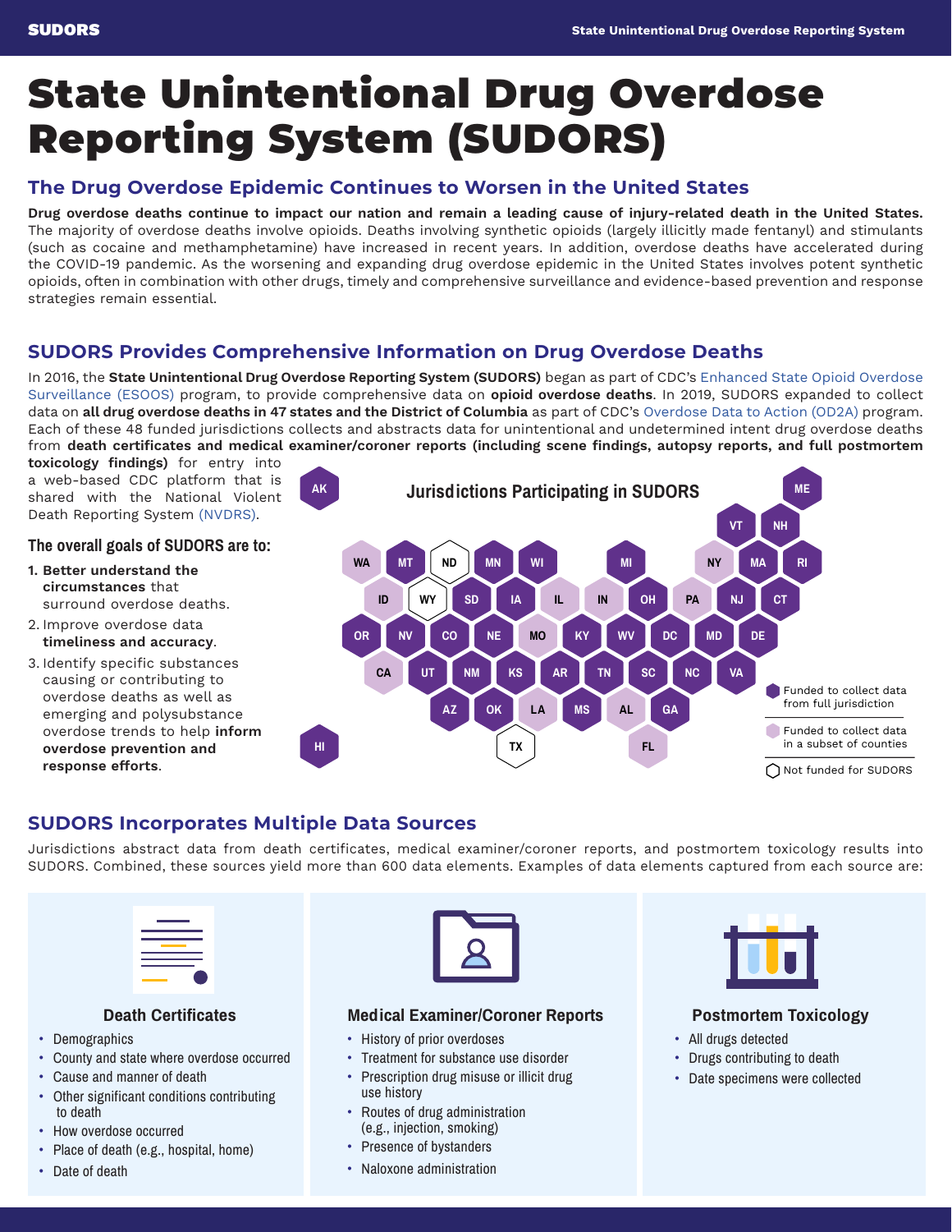# State Unintentional Drug Overdose Reporting System (SUDORS)

## The Drug Overdose Epidemic Continues to Worsen in the United States

**Drug overdose deaths continue to impact our nation and remain a leading cause of injury-related death in the United States.** The majority of overdose deaths involve opioids. Deaths involving synthetic opioids (largely illicitly made fentanyl) and stimulants (such as cocaine and methamphetamine) have increased in recent years. In addition, overdose deaths have accelerated during the COVID-19 pandemic. As the worsening and expanding drug overdose epidemic in the United States involves potent synthetic opioids, often in combination with other drugs, timely and comprehensive surveillance and evidence-based prevention and response strategies remain essential.

## SUDORS Provides Comprehensive Information on Drug Overdose Deaths

In 2016, the **State Unintentional Drug Overdose Reporting System (SUDORS)** began as part of CDC's Enhanced State Opioid Overdose Surveillance (ESOOS) program, to provide comprehensive data on **opioid overdose deaths**. In 2019, SUDORS expanded to collect data on **all drug overdose deaths in 47 states and the District of Columbia** as part of CDC's Overdose Data to Action (OD2A) program. Each of these 48 funded jurisdictions collects and abstracts data for unintentional and undetermined intent drug overdose deaths from **death certificates and medical examiner/coroner reports (including scene findings, autopsy reports, and full postmortem toxicology findings)** for entry into a web-based CDC platform that is shared with the National Violent Death Reporting System (NVDRS).

### The overall goals of SUDORS are to:

1. **Better understand the circumstances** that surround overdose deaths.
2. Improve overdose data **timeliness and accuracy**.
3. Identify specific substances causing or contributing to overdose deaths as well as emerging and polysubstance overdose trends to help **inform overdose prevention and response efforts**.

### Jurisdictions Participating in SUDORS

- Funded to collect data from full jurisdiction: AK, ME, VT, NH, MT, MN, WI, MI, MA, RI, SD, IA, OH, NJ, CT, OR, NV, CO, NE, KY, WV, DC, MD, DE, UT, NM, KS, AR, TN, SC, NC, VA, AZ, OK, MS, GA, HI
- Funded to collect data in a subset of counties: WA, NY, ID, IL, IN, PA, MO, CA, LA, AL, FL
- Not funded for SUDORS: ND, WY, TX

## SUDORS Incorporates Multiple Data Sources

Jurisdictions abstract data from death certificates, medical examiner/coroner reports, and postmortem toxicology results into SUDORS. Combined, these sources yield more than 600 data elements. Examples of data elements captured from each source are:

### Death Certificates

- Demographics
- County and state where overdose occurred
- Cause and manner of death
- Other significant conditions contributing to death
- How overdose occurred
- Place of death (e.g., hospital, home)
- Date of death

### Medical Examiner/Coroner Reports

- History of prior overdoses
- Treatment for substance use disorder
- Prescription drug misuse or illicit drug use history
- Routes of drug administration (e.g., injection, smoking)
- Presence of bystanders
- Naloxone administration

### Postmortem Toxicology

- All drugs detected
- Drugs contributing to death
- Date specimens were collected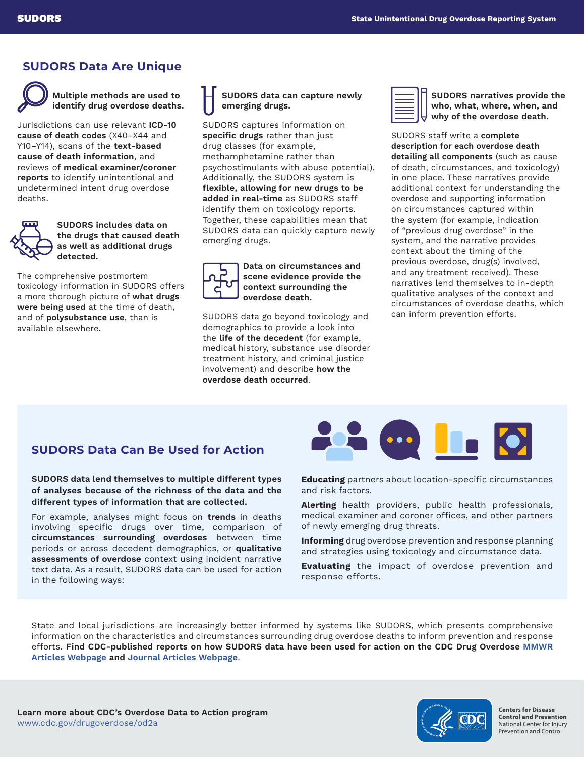## SUDORS Data Are Unique

**Multiple methods are used to identify drug overdose deaths.**

Jurisdictions can use relevant **ICD-10 cause of death codes** (X40–X44 and Y10–Y14), scans of the **text-based cause of death information**, and reviews of **medical examiner/coroner reports** to identify unintentional and undetermined intent drug overdose deaths.

**SUDORS includes data on the drugs that caused death as well as additional drugs detected.**

The comprehensive postmortem toxicology information in SUDORS offers a more thorough picture of **what drugs were being used** at the time of death, and of **polysubstance use**, than is available elsewhere.

**SUDORS data can capture newly emerging drugs.**

SUDORS captures information on **specific drugs** rather than just drug classes (for example, methamphetamine rather than psychostimulants with abuse potential). Additionally, the SUDORS system is **flexible, allowing for new drugs to be added in real-time** as SUDORS staff identify them on toxicology reports. Together, these capabilities mean that SUDORS data can quickly capture newly emerging drugs.

**Data on circumstances and scene evidence provide the context surrounding the overdose death.**

SUDORS data go beyond toxicology and demographics to provide a look into the **life of the decedent** (for example, medical history, substance use disorder treatment history, and criminal justice involvement) and describe **how the overdose death occurred**.

**SUDORS narratives provide the who, what, where, when, and why of the overdose death.**

SUDORS staff write a **complete description for each overdose death detailing all components** (such as cause of death, circumstances, and toxicology) in one place. These narratives provide additional context for understanding the overdose and supporting information on circumstances captured within the system (for example, indication of "previous drug overdose" in the system, and the narrative provides context about the timing of the previous overdose, drug(s) involved, and any treatment received). These narratives lend themselves to in-depth qualitative analyses of the context and circumstances of overdose deaths, which can inform prevention efforts.

## SUDORS Data Can Be Used for Action

**SUDORS data lend themselves to multiple different types of analyses because of the richness of the data and the different types of information that are collected.**

For example, analyses might focus on **trends** in deaths involving specific drugs over time, comparison of **circumstances surrounding overdoses** between time periods or across decedent demographics, or **qualitative assessments of overdose** context using incident narrative text data. As a result, SUDORS data can be used for action in the following ways:

**Educating** partners about location-specific circumstances and risk factors.

**Alerting** health providers, public health professionals, medical examiner and coroner offices, and other partners of newly emerging drug threats.

**Informing** drug overdose prevention and response planning and strategies using toxicology and circumstance data.

**Evaluating** the impact of overdose prevention and response efforts.

State and local jurisdictions are increasingly better informed by systems like SUDORS, which presents comprehensive information on the characteristics and circumstances surrounding drug overdose deaths to inform prevention and response efforts. **Find CDC-published reports on how SUDORS data have been used for action on the CDC Drug Overdose MMWR Articles Webpage and Journal Articles Webpage.**

**Learn more about CDC's Overdose Data to Action program**
www.cdc.gov/drugoverdose/od2a

Centers for Disease Control and Prevention
National Center for Injury Prevention and Control